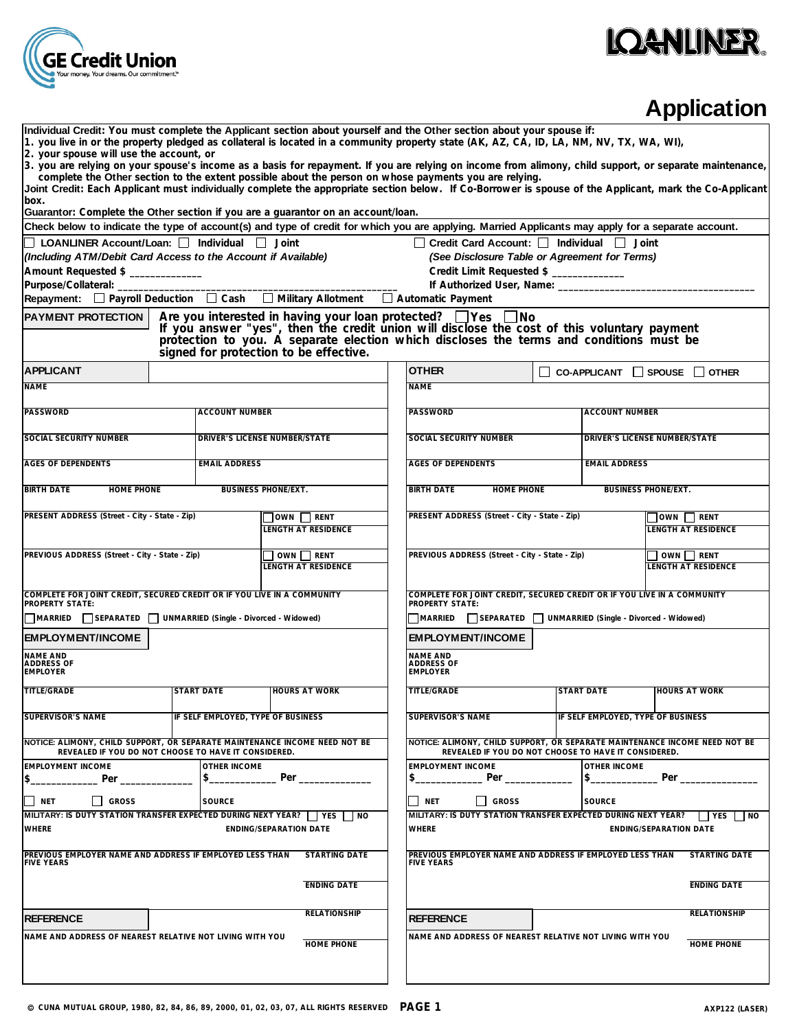GE Credit Union
Your money. Your dreams. Our commitment.

LOANLINER

# Application

**Individual Credit:** You must complete the Applicant section about yourself and the Other section about your spouse if:
1. you live in or the property pledged as collateral is located in a community property state (AK, AZ, CA, ID, LA, NM, NV, TX, WA, WI),
2. your spouse will use the account, or
3. you are relying on your spouse's income as a basis for repayment. If you are relying on income from alimony, child support, or separate maintenance, complete the Other section to the extent possible about the person on whose payments you are relying.

**Joint Credit:** Each Applicant must individually complete the appropriate section below. If Co-Borrower is spouse of the Applicant, mark the Co-Applicant box.

**Guarantor:** Complete the Other section if you are a guarantor on an account/loan.

Check below to indicate the type of account(s) and type of credit for which you are applying. Married Applicants may apply for a separate account.

☐ LOANLINER Account/Loan: ☐ Individual ☐ Joint
*(Including ATM/Debit Card Access to the Account if Available)*
Amount Requested $ ____________
Purpose/Collateral: ______________________________________________
Repayment: ☐ Payroll Deduction ☐ Cash ☐ Military Allotment ☐ Automatic Payment

☐ Credit Card Account: ☐ Individual ☐ Joint
*(See Disclosure Table or Agreement for Terms)*
Credit Limit Requested $ ____________
If Authorized User, Name: ___________________________________

**PAYMENT PROTECTION** — Are you interested in having your loan protected? ☐ Yes ☐ No
If you answer "yes", then the credit union will disclose the cost of this voluntary payment protection to you. A separate election which discloses the terms and conditions must be signed for protection to be effective.

## APPLICANT

| | |
|---|---|
| NAME | |
| PASSWORD | ACCOUNT NUMBER |
| SOCIAL SECURITY NUMBER | DRIVER'S LICENSE NUMBER/STATE |
| AGES OF DEPENDENTS | EMAIL ADDRESS |
| BIRTH DATE / HOME PHONE | BUSINESS PHONE/EXT. |
| PRESENT ADDRESS (Street - City - State - Zip) | ☐ OWN ☐ RENT / LENGTH AT RESIDENCE |
| PREVIOUS ADDRESS (Street - City - State - Zip) | ☐ OWN ☐ RENT / LENGTH AT RESIDENCE |

COMPLETE FOR JOINT CREDIT, SECURED CREDIT OR IF YOU LIVE IN A COMMUNITY PROPERTY STATE:
☐ MARRIED ☐ SEPARATED ☐ UNMARRIED (Single - Divorced - Widowed)

### EMPLOYMENT/INCOME

| | | |
|---|---|---|
| NAME AND ADDRESS OF EMPLOYER | | |
| TITLE/GRADE | START DATE | HOURS AT WORK |
| SUPERVISOR'S NAME | IF SELF EMPLOYED, TYPE OF BUSINESS | |

NOTICE: ALIMONY, CHILD SUPPORT, OR SEPARATE MAINTENANCE INCOME NEED NOT BE REVEALED IF YOU DO NOT CHOOSE TO HAVE IT CONSIDERED.

| | |
|---|---|
| EMPLOYMENT INCOME $__________ Per __________ | OTHER INCOME $__________ Per __________ |
| ☐ NET ☐ GROSS | SOURCE |

MILITARY: IS DUTY STATION TRANSFER EXPECTED DURING NEXT YEAR? ☐ YES ☐ NO
WHERE ENDING/SEPARATION DATE

| | |
|---|---|
| PREVIOUS EMPLOYER NAME AND ADDRESS IF EMPLOYED LESS THAN FIVE YEARS | STARTING DATE |
| | ENDING DATE |

### REFERENCE

| | |
|---|---|
| | RELATIONSHIP |
| NAME AND ADDRESS OF NEAREST RELATIVE NOT LIVING WITH YOU | HOME PHONE |

## OTHER ☐ CO-APPLICANT ☐ SPOUSE ☐ OTHER

| | |
|---|---|
| NAME | |
| PASSWORD | ACCOUNT NUMBER |
| SOCIAL SECURITY NUMBER | DRIVER'S LICENSE NUMBER/STATE |
| AGES OF DEPENDENTS | EMAIL ADDRESS |
| BIRTH DATE / HOME PHONE | BUSINESS PHONE/EXT. |
| PRESENT ADDRESS (Street - City - State - Zip) | ☐ OWN ☐ RENT / LENGTH AT RESIDENCE |
| PREVIOUS ADDRESS (Street - City - State - Zip) | ☐ OWN ☐ RENT / LENGTH AT RESIDENCE |

COMPLETE FOR JOINT CREDIT, SECURED CREDIT OR IF YOU LIVE IN A COMMUNITY PROPERTY STATE:
☐ MARRIED ☐ SEPARATED ☐ UNMARRIED (Single - Divorced - Widowed)

### EMPLOYMENT/INCOME

| | | |
|---|---|---|
| NAME AND ADDRESS OF EMPLOYER | | |
| TITLE/GRADE | START DATE | HOURS AT WORK |
| SUPERVISOR'S NAME | IF SELF EMPLOYED, TYPE OF BUSINESS | |

NOTICE: ALIMONY, CHILD SUPPORT, OR SEPARATE MAINTENANCE INCOME NEED NOT BE REVEALED IF YOU DO NOT CHOOSE TO HAVE IT CONSIDERED.

| | |
|---|---|
| EMPLOYMENT INCOME $__________ Per __________ | OTHER INCOME $__________ Per __________ |
| ☐ NET ☐ GROSS | SOURCE |

MILITARY: IS DUTY STATION TRANSFER EXPECTED DURING NEXT YEAR? ☐ YES ☐ NO
WHERE ENDING/SEPARATION DATE

| | |
|---|---|
| PREVIOUS EMPLOYER NAME AND ADDRESS IF EMPLOYED LESS THAN FIVE YEARS | STARTING DATE |
| | ENDING DATE |

### REFERENCE

| | |
|---|---|
| | RELATIONSHIP |
| NAME AND ADDRESS OF NEAREST RELATIVE NOT LIVING WITH YOU | HOME PHONE |

© CUNA MUTUAL GROUP, 1980, 82, 84, 86, 89, 2000, 01, 02, 03, 07, ALL RIGHTS RESERVED AXP122 (LASER)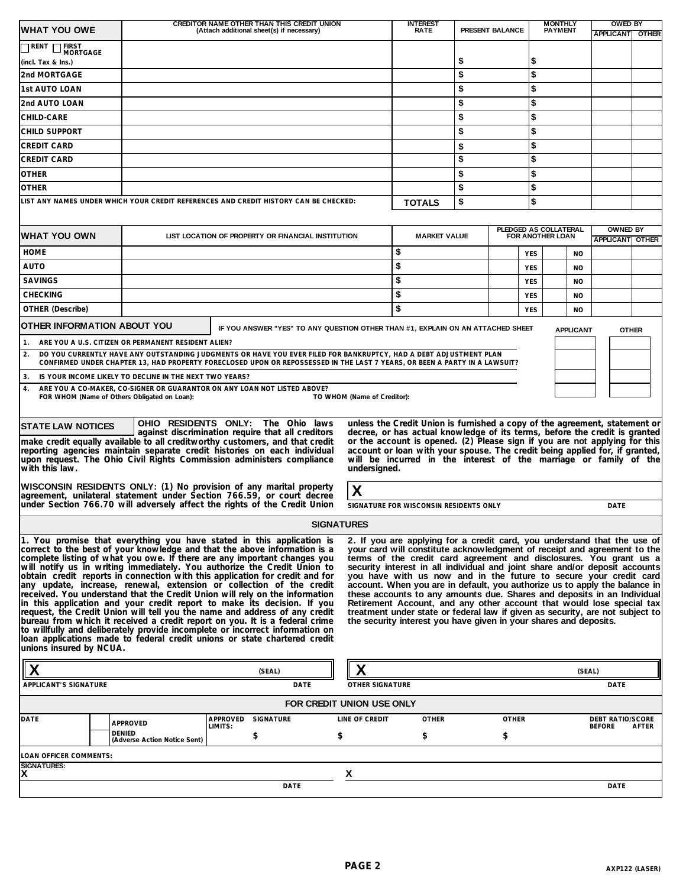| WHAT YOU OWE | CREDITOR NAME OTHER THAN THIS CREDIT UNION (Attach additional sheet(s) if necessary) | INTEREST RATE | PRESENT BALANCE | MONTHLY PAYMENT | OWED BY | |
|---|---|---|---|---|---|---|
| | | | | | APPLICANT | OTHER |
| ☐ RENT ☐ FIRST MORTGAGE (incl. Tax & Ins.) | | | $ | $ | | |
| 2nd MORTGAGE | | | $ | $ | | |
| 1st AUTO LOAN | | | $ | $ | | |
| 2nd AUTO LOAN | | | $ | $ | | |
| CHILD-CARE | | | $ | $ | | |
| CHILD SUPPORT | | | $ | $ | | |
| CREDIT CARD | | | $ | $ | | |
| CREDIT CARD | | | $ | $ | | |
| OTHER | | | $ | $ | | |
| OTHER | | | $ | $ | | |
| LIST ANY NAMES UNDER WHICH YOUR CREDIT REFERENCES AND CREDIT HISTORY CAN BE CHECKED: | | TOTALS | $ | $ | | |

| WHAT YOU OWN | LIST LOCATION OF PROPERTY OR FINANCIAL INSTITUTION | MARKET VALUE | PLEDGED AS COLLATERAL FOR ANOTHER LOAN | | OWNED BY | |
|---|---|---|---|---|---|---|
| | | | | | APPLICANT | OTHER |
| HOME | | $ | YES | NO | | |
| AUTO | | $ | YES | NO | | |
| SAVINGS | | $ | YES | NO | | |
| CHECKING | | $ | YES | NO | | |
| OTHER (Describe) | | $ | YES | NO | | |

## OTHER INFORMATION ABOUT YOU

IF YOU ANSWER "YES" TO ANY QUESTION OTHER THAN #1, EXPLAIN ON AN ATTACHED SHEET

| | APPLICANT | OTHER |
|---|---|---|
| 1. ARE YOU A U.S. CITIZEN OR PERMANENT RESIDENT ALIEN? | | |
| 2. DO YOU CURRENTLY HAVE ANY OUTSTANDING JUDGMENTS OR HAVE YOU EVER FILED FOR BANKRUPTCY, HAD A DEBT ADJUSTMENT PLAN CONFIRMED UNDER CHAPTER 13, HAD PROPERTY FORECLOSED UPON OR REPOSSESSED IN THE LAST 7 YEARS, OR BEEN A PARTY IN A LAWSUIT? | | |
| 3. IS YOUR INCOME LIKELY TO DECLINE IN THE NEXT TWO YEARS? | | |
| 4. ARE YOU A CO-MAKER, CO-SIGNER OR GUARANTOR ON ANY LOAN NOT LISTED ABOVE? FOR WHOM (Name of Others Obligated on Loan): TO WHOM (Name of Creditor): | | |

## STATE LAW NOTICES

**OHIO RESIDENTS ONLY: The Ohio laws against discrimination require that all creditors make credit equally available to all creditworthy customers, and that credit reporting agencies maintain separate credit histories on each individual upon request. The Ohio Civil Rights Commission administers compliance with this law.**

**WISCONSIN RESIDENTS ONLY: (1) No provision of any marital property agreement, unilateral statement under Section 766.59, or court decree under Section 766.70 will adversely affect the rights of the Credit Union unless the Credit Union is furnished a copy of the agreement, statement or decree, or has actual knowledge of its terms, before the credit is granted or the account is opened. (2) Please sign if you are not applying for this account or loan with your spouse. The credit being applied for, if granted, will be incurred in the interest of the marriage or family of the undersigned.**

X ______________________________
SIGNATURE FOR WISCONSIN RESIDENTS ONLY DATE

## SIGNATURES

**1. You promise that everything you have stated in this application is correct to the best of your knowledge and that the above information is a complete listing of what you owe. If there are any important changes you will notify us in writing immediately. You authorize the Credit Union to obtain credit reports in connection with this application for credit and for any update, increase, renewal, extension or collection of the credit received. You understand that the Credit Union will rely on the information in this application and your credit report to make its decision. If you request, the Credit Union will tell you the name and address of any credit bureau from which it received a credit report on you. It is a federal crime to willfully and deliberately provide incomplete or incorrect information on loan applications made to federal credit unions or state chartered credit unions insured by NCUA.**

**2. If you are applying for a credit card, you understand that the use of your card will constitute acknowledgment of receipt and agreement to the terms of the credit card agreement and disclosures. You grant us a security interest in all individual and joint share and/or deposit accounts you have with us now and in the future to secure your credit card account. When you are in default, you authorize us to apply the balance in these accounts to any amounts due. Shares and deposits in an Individual Retirement Account, and any other account that would lose special tax treatment under state or federal law if given as security, are not subject to the security interest you have given in your shares and deposits.**

X ______________________________ (SEAL)
APPLICANT'S SIGNATURE DATE

X ______________________________ (SEAL)
OTHER SIGNATURE DATE

## FOR CREDIT UNION USE ONLY

| DATE | | APPROVED LIMITS: | SIGNATURE | LINE OF CREDIT | OTHER | OTHER | DEBT RATIO/SCORE BEFORE AFTER |
|---|---|---|---|---|---|---|---|
| | APPROVED / DENIED (Adverse Action Notice Sent) | | $ | $ | $ | $ | |

LOAN OFFICER COMMENTS:

SIGNATURES:

X ______________________________ DATE

X ______________________________ DATE

AXP122 (LASER)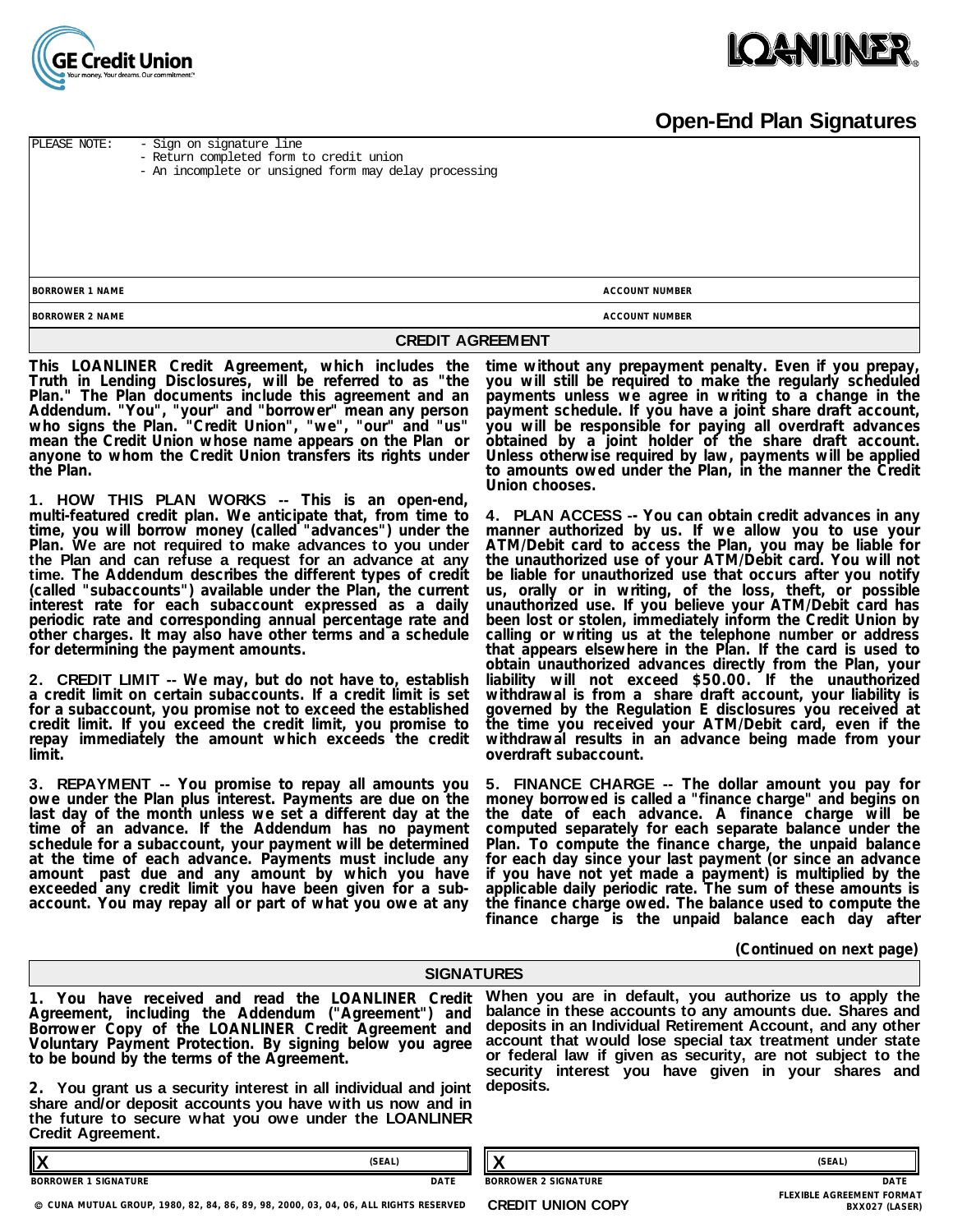GE Credit Union

Your money. Your dreams. Our commitment.

LOANLINER®

# Open-End Plan Signatures

PLEASE NOTE:
- Sign on signature line
- Return completed form to credit union
- An incomplete or unsigned form may delay processing

| BORROWER 1 NAME | ACCOUNT NUMBER |
|---|---|
| BORROWER 2 NAME | ACCOUNT NUMBER |

## CREDIT AGREEMENT

**This LOANLINER Credit Agreement, which includes the Truth in Lending Disclosures, will be referred to as "the Plan." The Plan documents include this agreement and an Addendum. "You", "your" and "borrower" mean any person who signs the Plan. "Credit Union", "we", "our" and "us" mean the Credit Union whose name appears on the Plan or anyone to whom the Credit Union transfers its rights under the Plan.**

**1. HOW THIS PLAN WORKS -- This is an open-end, multi-featured credit plan. We anticipate that, from time to time, you will borrow money (called "advances") under the Plan. We are not required to make advances to you under the Plan and can refuse a request for an advance at any time. The Addendum describes the different types of credit (called "subaccounts") available under the Plan, the current interest rate for each subaccount expressed as a daily periodic rate and corresponding annual percentage rate and other charges. It may also have other terms and a schedule for determining the payment amounts.**

**2. CREDIT LIMIT -- We may, but do not have to, establish a credit limit on certain subaccounts. If a credit limit is set for a subaccount, you promise not to exceed the established credit limit. If you exceed the credit limit, you promise to repay immediately the amount which exceeds the credit limit.**

**3. REPAYMENT -- You promise to repay all amounts you owe under the Plan plus interest. Payments are due on the last day of the month unless we set a different day at the time of an advance. If the Addendum has no payment schedule for a subaccount, your payment will be determined at the time of each advance. Payments must include any amount past due and any amount by which you have exceeded any credit limit you have been given for a subaccount. You may repay all or part of what you owe at any time without any prepayment penalty. Even if you prepay, you will still be required to make the regularly scheduled payments unless we agree in writing to a change in the payment schedule. If you have a joint share draft account, you will be responsible for paying all overdraft advances obtained by a joint holder of the share draft account. Unless otherwise required by law, payments will be applied to amounts owed under the Plan, in the manner the Credit Union chooses.**

**4. PLAN ACCESS -- You can obtain credit advances in any manner authorized by us. If we allow you to use your ATM/Debit card to access the Plan, you may be liable for the unauthorized use of your ATM/Debit card. You will not be liable for unauthorized use that occurs after you notify us, orally or in writing, of the loss, theft, or possible unauthorized use. If you believe your ATM/Debit card has been lost or stolen, immediately inform the Credit Union by calling or writing us at the telephone number or address that appears elsewhere in the Plan. If the card is used to obtain unauthorized advances directly from the Plan, your liability will not exceed $50.00. If the unauthorized withdrawal is from a share draft account, your liability is governed by the Regulation E disclosures you received at the time you received your ATM/Debit card, even if the withdrawal results in an advance being made from your overdraft subaccount.**

**5. FINANCE CHARGE -- The dollar amount you pay for money borrowed is called a "finance charge" and begins on the date of each advance. A finance charge will be computed separately for each separate balance under the Plan. To compute the finance charge, the unpaid balance for each day since your last payment (or since an advance if you have not yet made a payment) is multiplied by the applicable daily periodic rate. The sum of these amounts is the finance charge owed. The balance used to compute the finance charge is the unpaid balance each day after**

**(Continued on next page)**

## SIGNATURES

**1. You have received and read the LOANLINER Credit Agreement, including the Addendum ("Agreement") and Borrower Copy of the LOANLINER Credit Agreement and Voluntary Payment Protection. By signing below you agree to be bound by the terms of the Agreement.**

**2. You grant us a security interest in all individual and joint share and/or deposit accounts you have with us now and in the future to secure what you owe under the LOANLINER Credit Agreement.** When you are in default, you authorize us to apply the balance in these accounts to any amounts due. Shares and deposits in an Individual Retirement Account, and any other account that would lose special tax treatment under state or federal law if given as security, are not subject to the security interest you have given in your shares and deposits.

| X (SEAL) | | X (SEAL) | |
|---|---|---|---|
| BORROWER 1 SIGNATURE | DATE | BORROWER 2 SIGNATURE | DATE |

© CUNA MUTUAL GROUP, 1980, 82, 84, 86, 89, 98, 2000, 03, 04, 06, ALL RIGHTS RESERVED

CREDIT UNION COPY

FLEXIBLE AGREEMENT FORMAT BXX027 (LASER)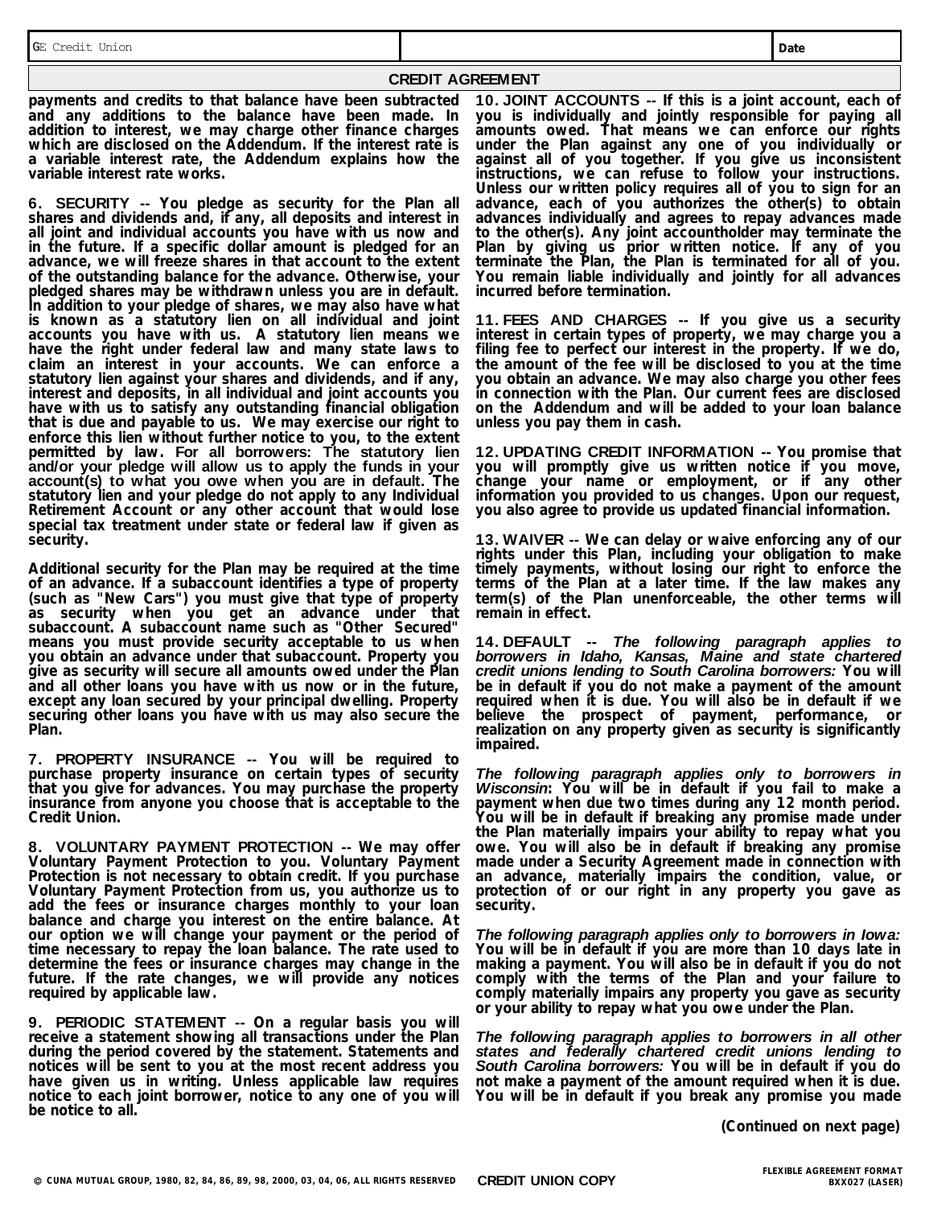| GE Credit Union | | Date |
|---|---|---|

## CREDIT AGREEMENT

**payments and credits to that balance have been subtracted and any additions to the balance have been made. In addition to interest, we may charge other finance charges which are disclosed on the Addendum. If the interest rate is a variable interest rate, the Addendum explains how the variable interest rate works.**

**6. SECURITY -- You pledge as security for the Plan all shares and dividends and, if any, all deposits and interest in all joint and individual accounts you have with us now and in the future. If a specific dollar amount is pledged for an advance, we will freeze shares in that account to the extent of the outstanding balance for the advance. Otherwise, your pledged shares may be withdrawn unless you are in default. In addition to your pledge of shares, we may also have what is known as a statutory lien on all individual and joint accounts you have with us. A statutory lien means we have the right under federal law and many state laws to claim an interest in your accounts. We can enforce a statutory lien against your shares and dividends, and if any, interest and deposits, in all individual and joint accounts you have with us to satisfy any outstanding financial obligation that is due and payable to us. We may exercise our right to enforce this lien without further notice to you, to the extent permitted by law. For all borrowers: The statutory lien and/or your pledge will allow us to apply the funds in your account(s) to what you owe when you are in default. The statutory lien and your pledge do not apply to any Individual Retirement Account or any other account that would lose special tax treatment under state or federal law if given as security.**

**Additional security for the Plan may be required at the time of an advance. If a subaccount identifies a type of property (such as "New Cars") you must give that type of property as security when you get an advance under that subaccount. A subaccount name such as "Other Secured" means you must provide security acceptable to us when you obtain an advance under that subaccount. Property you give as security will secure all amounts owed under the Plan and all other loans you have with us now or in the future, except any loan secured by your principal dwelling. Property securing other loans you have with us may also secure the Plan.**

**7. PROPERTY INSURANCE -- You will be required to purchase property insurance on certain types of security that you give for advances. You may purchase the property insurance from anyone you choose that is acceptable to the Credit Union.**

**8. VOLUNTARY PAYMENT PROTECTION -- We may offer Voluntary Payment Protection to you. Voluntary Payment Protection is not necessary to obtain credit. If you purchase Voluntary Payment Protection from us, you authorize us to add the fees or insurance charges monthly to your loan balance and charge you interest on the entire balance. At our option we will change your payment or the period of time necessary to repay the loan balance. The rate used to determine the fees or insurance charges may change in the future. If the rate changes, we will provide any notices required by applicable law.**

**9. PERIODIC STATEMENT -- On a regular basis you will receive a statement showing all transactions under the Plan during the period covered by the statement. Statements and notices will be sent to you at the most recent address you have given us in writing. Unless applicable law requires notice to each joint borrower, notice to any one of you will be notice to all.**

**10. JOINT ACCOUNTS -- If this is a joint account, each of you is individually and jointly responsible for paying all amounts owed. That means we can enforce our rights under the Plan against any one of you individually or against all of you together. If you give us inconsistent instructions, we can refuse to follow your instructions. Unless our written policy requires all of you to sign for an advance, each of you authorizes the other(s) to obtain advances individually and agrees to repay advances made to the other(s). Any joint accountholder may terminate the Plan by giving us prior written notice. If any of you terminate the Plan, the Plan is terminated for all of you. You remain liable individually and jointly for all advances incurred before termination.**

**11. FEES AND CHARGES -- If you give us a security interest in certain types of property, we may charge you a filing fee to perfect our interest in the property. If we do, the amount of the fee will be disclosed to you at the time you obtain an advance. We may also charge you other fees in connection with the Plan. Our current fees are disclosed on the Addendum and will be added to your loan balance unless you pay them in cash.**

**12. UPDATING CREDIT INFORMATION -- You promise that you will promptly give us written notice if you move, change your name or employment, or if any other information you provided to us changes. Upon our request, you also agree to provide us updated financial information.**

**13. WAIVER -- We can delay or waive enforcing any of our rights under this Plan, including your obligation to make timely payments, without losing our right to enforce the terms of the Plan at a later time. If the law makes any term(s) of the Plan unenforceable, the other terms will remain in effect.**

**14. DEFAULT --** ***The following paragraph applies to borrowers in Idaho, Kansas, Maine and state chartered credit unions lending to South Carolina borrowers:*** **You will be in default if you do not make a payment of the amount required when it is due. You will also be in default if we believe the prospect of payment, performance, or realization on any property given as security is significantly impaired.**

***The following paragraph applies only to borrowers in Wisconsin*:** **You will be in default if you fail to make a payment when due two times during any 12 month period. You will be in default if breaking any promise made under the Plan materially impairs your ability to repay what you owe. You will also be in default if breaking any promise made under a Security Agreement made in connection with an advance, materially impairs the condition, value, or protection of or our right in any property you gave as security.**

***The following paragraph applies only to borrowers in Iowa:*** **You will be in default if you are more than 10 days late in making a payment. You will also be in default if you do not comply with the terms of the Plan and your failure to comply materially impairs any property you gave as security or your ability to repay what you owe under the Plan.**

***The following paragraph applies to borrowers in all other states and federally chartered credit unions lending to South Carolina borrowers:*** **You will be in default if you do not make a payment of the amount required when it is due. You will be in default if you break any promise you made**

**(Continued on next page)**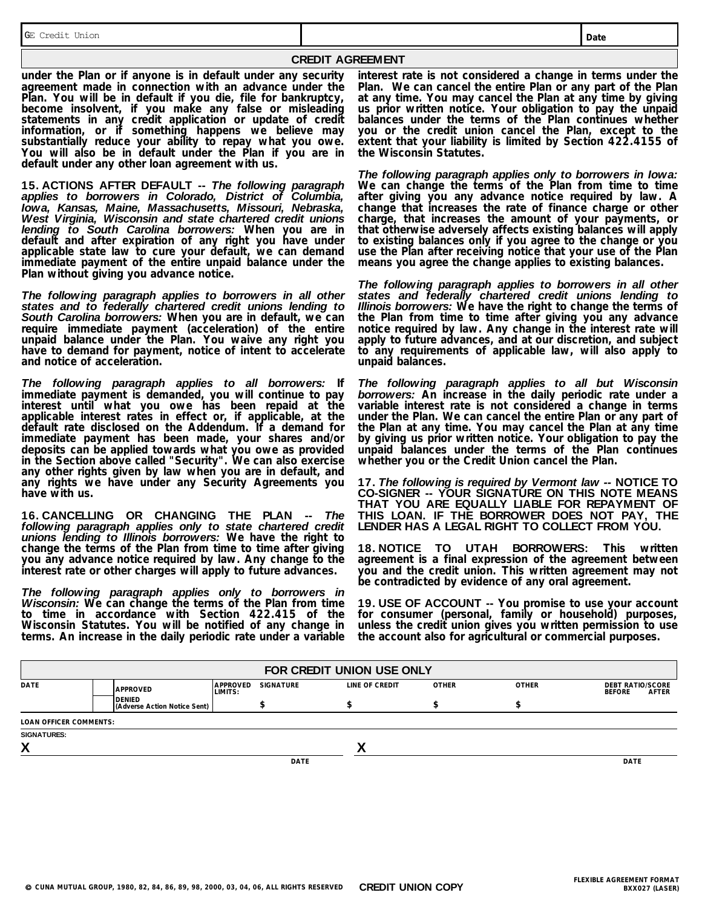| GE Credit Union | | Date |
|---|---|---|

## CREDIT AGREEMENT

**under the Plan or if anyone is in default under any security agreement made in connection with an advance under the Plan. You will be in default if you die, file for bankruptcy, become insolvent, if you make any false or misleading statements in any credit application or update of credit information, or if something happens we believe may substantially reduce your ability to repay what you owe. You will also be in default under the Plan if you are in default under any other loan agreement with us.**

**15. ACTIONS AFTER DEFAULT --** ***The following paragraph applies to borrowers in Colorado, District of Columbia, Iowa, Kansas, Maine, Massachusetts, Missouri, Nebraska, West Virginia, Wisconsin and state chartered credit unions lending to South Carolina borrowers:*** **When you are in default and after expiration of any right you have under applicable state law to cure your default, we can demand immediate payment of the entire unpaid balance under the Plan without giving you advance notice.**

***The following paragraph applies to borrowers in all other states and to federally chartered credit unions lending to South Carolina borrowers:*** **When you are in default, we can require immediate payment (acceleration) of the entire unpaid balance under the Plan. You waive any right you have to demand for payment, notice of intent to accelerate and notice of acceleration.**

***The following paragraph applies to all borrowers:*** **If immediate payment is demanded, you will continue to pay interest until what you owe has been repaid at the applicable interest rates in effect or, if applicable, at the default rate disclosed on the Addendum. If a demand for immediate payment has been made, your shares and/or deposits can be applied towards what you owe as provided in the Section above called "Security". We can also exercise any other rights given by law when you are in default, and any rights we have under any Security Agreements you have with us.**

**16. CANCELLING OR CHANGING THE PLAN --** ***The following paragraph applies only to state chartered credit unions lending to Illinois borrowers:*** **We have the right to change the terms of the Plan from time to time after giving you any advance notice required by law. Any change to the interest rate or other charges will apply to future advances.**

***The following paragraph applies only to borrowers in Wisconsin:*** **We can change the terms of the Plan from time to time in accordance with Section 422.415 of the Wisconsin Statutes. You will be notified of any change in terms. An increase in the daily periodic rate under a variable interest rate is not considered a change in terms under the Plan. We can cancel the entire Plan or any part of the Plan at any time. You may cancel the Plan at any time by giving us prior written notice. Your obligation to pay the unpaid balances under the terms of the Plan continues whether you or the credit union cancel the Plan, except to the extent that your liability is limited by Section 422.4155 of the Wisconsin Statutes.**

***The following paragraph applies only to borrowers in Iowa:*** **We can change the terms of the Plan from time to time after giving you any advance notice required by law. A change that increases the rate of finance charge or other charge, that increases the amount of your payments, or that otherwise adversely affects existing balances will apply to existing balances only if you agree to the change or you use the Plan after receiving notice that your use of the Plan means you agree the change applies to existing balances.**

***The following paragraph applies to borrowers in all other states and federally chartered credit unions lending to Illinois borrowers:*** **We have the right to change the terms of the Plan from time to time after giving you any advance notice required by law. Any change in the interest rate will apply to future advances, and at our discretion, and subject to any requirements of applicable law, will also apply to unpaid balances.**

***The following paragraph applies to all but Wisconsin borrowers:*** **An increase in the daily periodic rate under a variable interest rate is not considered a change in terms under the Plan. We can cancel the entire Plan or any part of the Plan at any time. You may cancel the Plan at any time by giving us prior written notice. Your obligation to pay the unpaid balances under the terms of the Plan continues whether you or the Credit Union cancel the Plan.**

**17.** ***The following is required by Vermont law*** **-- NOTICE TO CO-SIGNER -- YOUR SIGNATURE ON THIS NOTE MEANS THAT YOU ARE EQUALLY LIABLE FOR REPAYMENT OF THIS LOAN. IF THE BORROWER DOES NOT PAY, THE LENDER HAS A LEGAL RIGHT TO COLLECT FROM YOU.**

**18. NOTICE TO UTAH BORROWERS: This written agreement is a final expression of the agreement between you and the credit union. This written agreement may not be contradicted by evidence of any oral agreement.**

**19. USE OF ACCOUNT -- You promise to use your account for consumer (personal, family or household) purposes, unless the credit union gives you written permission to use the account also for agricultural or commercial purposes.**

**FOR CREDIT UNION USE ONLY**

| DATE | | APPROVED LIMITS: | SIGNATURE | LINE OF CREDIT | OTHER | OTHER | DEBT RATIO/SCORE BEFORE AFTER |
|---|---|---|---|---|---|---|---|
| | APPROVED / DENIED (Adverse Action Notice Sent) | | $ | $ | $ | $ | |

LOAN OFFICER COMMENTS:

SIGNATURES:

X ______________________ DATE

X ______________________ DATE

© CUNA MUTUAL GROUP, 1980, 82, 84, 86, 89, 98, 2000, 03, 04, 06, ALL RIGHTS RESERVED CREDIT UNION COPY FLEXIBLE AGREEMENT FORMAT BXX027 (LASER)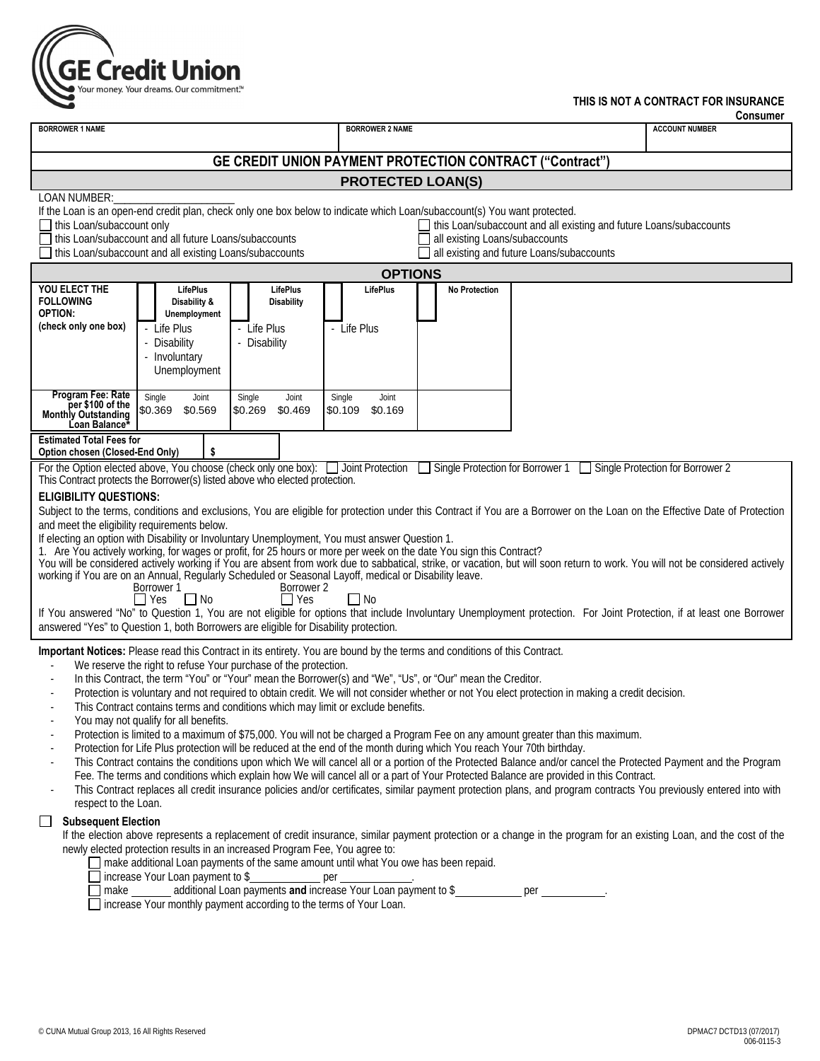GE Credit Union
Your money. Your dreams. Our commitment.™

**THIS IS NOT A CONTRACT FOR INSURANCE**

**Consumer**

| BORROWER 1 NAME | BORROWER 2 NAME | ACCOUNT NUMBER |
| --- | --- | --- |
| | | |

## GE CREDIT UNION PAYMENT PROTECTION CONTRACT ("Contract")

### PROTECTED LOAN(S)

LOAN NUMBER:______________________

If the Loan is an open-end credit plan, check only one box below to indicate which Loan/subaccount(s) You want protected.

- ☐ this Loan/subaccount only
- ☐ this Loan/subaccount and all future Loans/subaccounts
- ☐ this Loan/subaccount and all existing Loans/subaccounts
- ☐ this Loan/subaccount and all existing and future Loans/subaccounts
- ☐ all existing Loans/subaccounts
- ☐ all existing and future Loans/subaccounts

### OPTIONS

| YOU ELECT THE FOLLOWING OPTION: (check only one box) | ☐ | LifePlus Disability & Unemployment<br>- Life Plus<br>- Disability<br>- Involuntary Unemployment | ☐ | LifePlus Disability<br>- Life Plus<br>- Disability | ☐ | LifePlus<br>- Life Plus | ☐ | No Protection |
| --- | --- | --- | --- | --- | --- | --- | --- | --- |
| Program Fee: Rate per $100 of the Monthly Outstanding Loan Balance* | | Single $0.369 / Joint $0.569 | | Single $0.269 / Joint $0.469 | | Single $0.109 / Joint $0.169 | | |
| Estimated Total Fees for Option chosen (Closed-End Only) | | $ | | | | | | |

For the Option elected above, You choose (check only one box): ☐ Joint Protection ☐ Single Protection for Borrower 1 ☐ Single Protection for Borrower 2

This Contract protects the Borrower(s) listed above who elected protection.

**ELIGIBILITY QUESTIONS:**

Subject to the terms, conditions and exclusions, You are eligible for protection under this Contract if You are a Borrower on the Loan on the Effective Date of Protection and meet the eligibility requirements below.

If electing an option with Disability or Involuntary Unemployment, You must answer Question 1.

1. Are You actively working, for wages or profit, for 25 hours or more per week on the date You sign this Contract?

You will be considered actively working if You are absent from work due to sabbatical, strike, or vacation, but will soon return to work. You will not be considered actively working if You are on an Annual, Regularly Scheduled or Seasonal Layoff, medical or Disability leave.

Borrower 1 ☐ Yes ☐ No    Borrower 2 ☐ Yes ☐ No

If You answered "No" to Question 1, You are not eligible for options that include Involuntary Unemployment protection. For Joint Protection, if at least one Borrower answered "Yes" to Question 1, both Borrowers are eligible for Disability protection.

**Important Notices:** Please read this Contract in its entirety. You are bound by the terms and conditions of this Contract.

- We reserve the right to refuse Your purchase of the protection.
- In this Contract, the term "You" or "Your" mean the Borrower(s) and "We", "Us", or "Our" mean the Creditor.
- Protection is voluntary and not required to obtain credit. We will not consider whether or not You elect protection in making a credit decision.
- This Contract contains terms and conditions which may limit or exclude benefits.
- You may not qualify for all benefits.
- Protection is limited to a maximum of $75,000. You will not be charged a Program Fee on any amount greater than this maximum.
- Protection for Life Plus protection will be reduced at the end of the month during which You reach Your 70th birthday.
- This Contract contains the conditions upon which We will cancel all or a portion of the Protected Balance and/or cancel the Protected Payment and the Program Fee. The terms and conditions which explain how We will cancel all or a part of Your Protected Balance are provided in this Contract.
- This Contract replaces all credit insurance policies and/or certificates, similar payment protection plans, and program contracts You previously entered into with respect to the Loan.

☐ **Subsequent Election**

If the election above represents a replacement of credit insurance, similar payment protection or a change in the program for an existing Loan, and the cost of the newly elected protection results in an increased Program Fee, You agree to:

- ☐ make additional Loan payments of the same amount until what You owe has been repaid.
- ☐ increase Your Loan payment to $____________ per ____________.
- ☐ make _______ additional Loan payments **and** increase Your Loan payment to $___________ per ___________.
- ☐ increase Your monthly payment according to the terms of Your Loan.

© CUNA Mutual Group 2013, 16 All Rights Reserved

DPMAC7 DCTD13 (07/2017) 006-0115-3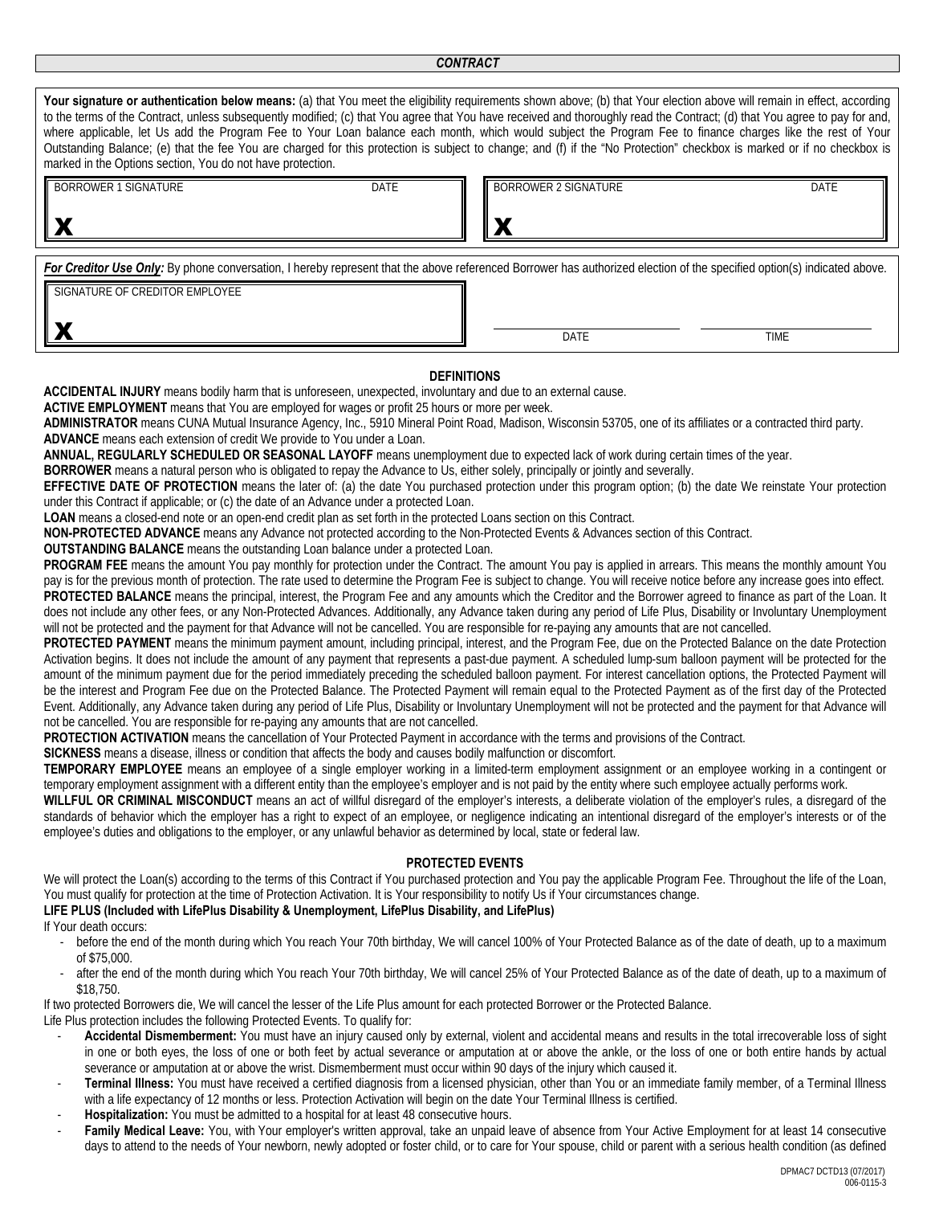## *CONTRACT*

**Your signature or authentication below means:** (a) that You meet the eligibility requirements shown above; (b) that Your election above will remain in effect, according to the terms of the Contract, unless subsequently modified; (c) that You agree that You have received and thoroughly read the Contract; (d) that You agree to pay for and, where applicable, let Us add the Program Fee to Your Loan balance each month, which would subject the Program Fee to finance charges like the rest of Your Outstanding Balance; (e) that the fee You are charged for this protection is subject to change; and (f) if the "No Protection" checkbox is marked or if no checkbox is marked in the Options section, You do not have protection.

| BORROWER 1 SIGNATURE | DATE | BORROWER 2 SIGNATURE | DATE |
|---|---|---|---|
| **X** | | **X** | |

***For Creditor Use Only:*** By phone conversation, I hereby represent that the above referenced Borrower has authorized election of the specified option(s) indicated above.

| SIGNATURE OF CREDITOR EMPLOYEE | DATE | TIME |
|---|---|---|
| **X** | | |

### DEFINITIONS

**ACCIDENTAL INJURY** means bodily harm that is unforeseen, unexpected, involuntary and due to an external cause.

**ACTIVE EMPLOYMENT** means that You are employed for wages or profit 25 hours or more per week.

**ADMINISTRATOR** means CUNA Mutual Insurance Agency, Inc., 5910 Mineral Point Road, Madison, Wisconsin 53705, one of its affiliates or a contracted third party.

**ADVANCE** means each extension of credit We provide to You under a Loan.

**ANNUAL, REGULARLY SCHEDULED OR SEASONAL LAYOFF** means unemployment due to expected lack of work during certain times of the year.

**BORROWER** means a natural person who is obligated to repay the Advance to Us, either solely, principally or jointly and severally.

**EFFECTIVE DATE OF PROTECTION** means the later of: (a) the date You purchased protection under this program option; (b) the date We reinstate Your protection under this Contract if applicable; or (c) the date of an Advance under a protected Loan.

**LOAN** means a closed-end note or an open-end credit plan as set forth in the protected Loans section on this Contract.

**NON-PROTECTED ADVANCE** means any Advance not protected according to the Non-Protected Events & Advances section of this Contract.

**OUTSTANDING BALANCE** means the outstanding Loan balance under a protected Loan.

**PROGRAM FEE** means the amount You pay monthly for protection under the Contract. The amount You pay is applied in arrears. This means the monthly amount You pay is for the previous month of protection. The rate used to determine the Program Fee is subject to change. You will receive notice before any increase goes into effect.

**PROTECTED BALANCE** means the principal, interest, the Program Fee and any amounts which the Creditor and the Borrower agreed to finance as part of the Loan. It does not include any other fees, or any Non-Protected Advances. Additionally, any Advance taken during any period of Life Plus, Disability or Involuntary Unemployment will not be protected and the payment for that Advance will not be cancelled. You are responsible for re-paying any amounts that are not cancelled.

**PROTECTED PAYMENT** means the minimum payment amount, including principal, interest, and the Program Fee, due on the Protected Balance on the date Protection Activation begins. It does not include the amount of any payment that represents a past-due payment. A scheduled lump-sum balloon payment will be protected for the amount of the minimum payment due for the period immediately preceding the scheduled balloon payment. For interest cancellation options, the Protected Payment will be the interest and Program Fee due on the Protected Balance. The Protected Payment will remain equal to the Protected Payment as of the first day of the Protected Event. Additionally, any Advance taken during any period of Life Plus, Disability or Involuntary Unemployment will not be protected and the payment for that Advance will not be cancelled. You are responsible for re-paying any amounts that are not cancelled.

**PROTECTION ACTIVATION** means the cancellation of Your Protected Payment in accordance with the terms and provisions of the Contract.

**SICKNESS** means a disease, illness or condition that affects the body and causes bodily malfunction or discomfort.

**TEMPORARY EMPLOYEE** means an employee of a single employer working in a limited-term employment assignment or an employee working in a contingent or temporary employment assignment with a different entity than the employee's employer and is not paid by the entity where such employee actually performs work.

**WILLFUL OR CRIMINAL MISCONDUCT** means an act of willful disregard of the employer's interests, a deliberate violation of the employer's rules, a disregard of the standards of behavior which the employer has a right to expect of an employee, or negligence indicating an intentional disregard of the employer's interests or of the employee's duties and obligations to the employer, or any unlawful behavior as determined by local, state or federal law.

### PROTECTED EVENTS

We will protect the Loan(s) according to the terms of this Contract if You purchased protection and You pay the applicable Program Fee. Throughout the life of the Loan, You must qualify for protection at the time of Protection Activation. It is Your responsibility to notify Us if Your circumstances change.

**LIFE PLUS (Included with LifePlus Disability & Unemployment, LifePlus Disability, and LifePlus)**

If Your death occurs:

- before the end of the month during which You reach Your 70th birthday, We will cancel 100% of Your Protected Balance as of the date of death, up to a maximum of $75,000.
- after the end of the month during which You reach Your 70th birthday, We will cancel 25% of Your Protected Balance as of the date of death, up to a maximum of $18,750.

If two protected Borrowers die, We will cancel the lesser of the Life Plus amount for each protected Borrower or the Protected Balance.

Life Plus protection includes the following Protected Events. To qualify for:

- **Accidental Dismemberment:** You must have an injury caused only by external, violent and accidental means and results in the total irrecoverable loss of sight in one or both eyes, the loss of one or both feet by actual severance or amputation at or above the ankle, or the loss of one or both entire hands by actual severance or amputation at or above the wrist. Dismemberment must occur within 90 days of the injury which caused it.
- **Terminal Illness:** You must have received a certified diagnosis from a licensed physician, other than You or an immediate family member, of a Terminal Illness with a life expectancy of 12 months or less. Protection Activation will begin on the date Your Terminal Illness is certified.
- **Hospitalization:** You must be admitted to a hospital for at least 48 consecutive hours.
- **Family Medical Leave:** You, with Your employer's written approval, take an unpaid leave of absence from Your Active Employment for at least 14 consecutive days to attend to the needs of Your newborn, newly adopted or foster child, or to care for Your spouse, child or parent with a serious health condition (as defined

DPMAC7 DCTD13 (07/2017)
006-0115-3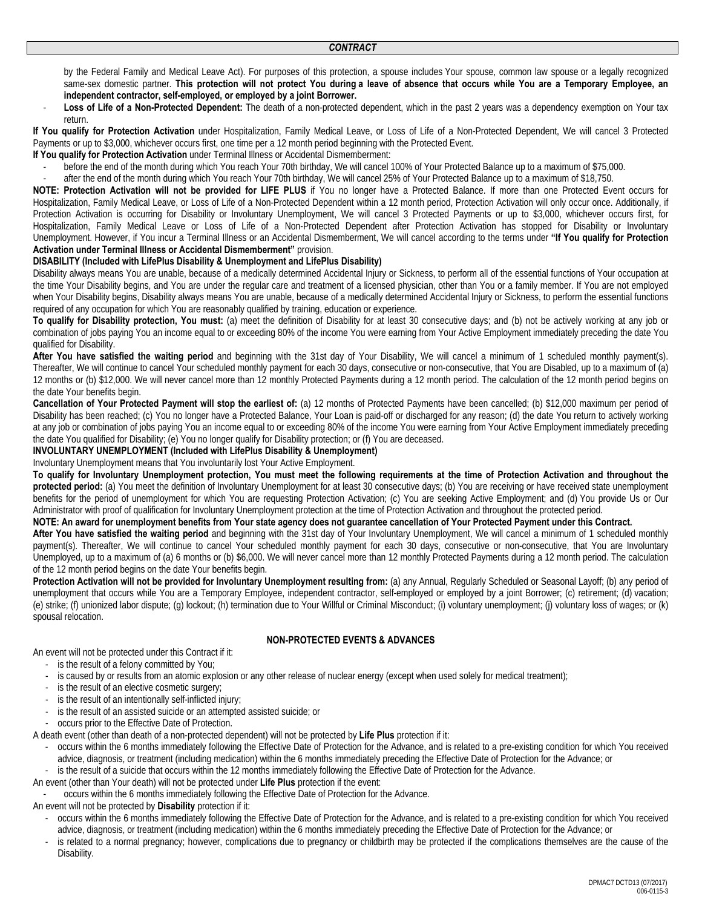by the Federal Family and Medical Leave Act). For purposes of this protection, a spouse includes Your spouse, common law spouse or a legally recognized same-sex domestic partner. **This protection will not protect You during a leave of absence that occurs while You are a Temporary Employee, an independent contractor, self-employed, or employed by a joint Borrower.**

- **Loss of Life of a Non-Protected Dependent:** The death of a non-protected dependent, which in the past 2 years was a dependency exemption on Your tax return.

**If You qualify for Protection Activation** under Hospitalization, Family Medical Leave, or Loss of Life of a Non-Protected Dependent, We will cancel 3 Protected Payments or up to $3,000, whichever occurs first, one time per a 12 month period beginning with the Protected Event.

**If You qualify for Protection Activation** under Terminal Illness or Accidental Dismemberment:

- before the end of the month during which You reach Your 70th birthday, We will cancel 100% of Your Protected Balance up to a maximum of $75,000.
- after the end of the month during which You reach Your 70th birthday, We will cancel 25% of Your Protected Balance up to a maximum of $18,750.

**NOTE: Protection Activation will not be provided for LIFE PLUS** if You no longer have a Protected Balance. If more than one Protected Event occurs for Hospitalization, Family Medical Leave, or Loss of Life of a Non-Protected Dependent within a 12 month period, Protection Activation will only occur once. Additionally, if Protection Activation is occurring for Disability or Involuntary Unemployment, We will cancel 3 Protected Payments or up to $3,000, whichever occurs first, for Hospitalization, Family Medical Leave or Loss of Life of a Non-Protected Dependent after Protection Activation has stopped for Disability or Involuntary Unemployment. However, if You incur a Terminal Illness or an Accidental Dismemberment, We will cancel according to the terms under **"If You qualify for Protection Activation under Terminal Illness or Accidental Dismemberment"** provision.

**DISABILITY (Included with LifePlus Disability & Unemployment and LifePlus Disability)**

Disability always means You are unable, because of a medically determined Accidental Injury or Sickness, to perform all of the essential functions of Your occupation at the time Your Disability begins, and You are under the regular care and treatment of a licensed physician, other than You or a family member. If You are not employed when Your Disability begins, Disability always means You are unable, because of a medically determined Accidental Injury or Sickness, to perform the essential functions required of any occupation for which You are reasonably qualified by training, education or experience.

**To qualify for Disability protection, You must:** (a) meet the definition of Disability for at least 30 consecutive days; and (b) not be actively working at any job or combination of jobs paying You an income equal to or exceeding 80% of the income You were earning from Your Active Employment immediately preceding the date You qualified for Disability.

**After You have satisfied the waiting period** and beginning with the 31st day of Your Disability, We will cancel a minimum of 1 scheduled monthly payment(s). Thereafter, We will continue to cancel Your scheduled monthly payment for each 30 days, consecutive or non-consecutive, that You are Disabled, up to a maximum of (a) 12 months or (b) $12,000. We will never cancel more than 12 monthly Protected Payments during a 12 month period. The calculation of the 12 month period begins on the date Your benefits begin.

**Cancellation of Your Protected Payment will stop the earliest of:** (a) 12 months of Protected Payments have been cancelled; (b) $12,000 maximum per period of Disability has been reached; (c) You no longer have a Protected Balance, Your Loan is paid-off or discharged for any reason; (d) the date You return to actively working at any job or combination of jobs paying You an income equal to or exceeding 80% of the income You were earning from Your Active Employment immediately preceding the date You qualified for Disability; (e) You no longer qualify for Disability protection; or (f) You are deceased.

**INVOLUNTARY UNEMPLOYMENT (Included with LifePlus Disability & Unemployment)**

Involuntary Unemployment means that You involuntarily lost Your Active Employment.

**To qualify for Involuntary Unemployment protection, You must meet the following requirements at the time of Protection Activation and throughout the protected period:** (a) You meet the definition of Involuntary Unemployment for at least 30 consecutive days; (b) You are receiving or have received state unemployment benefits for the period of unemployment for which You are requesting Protection Activation; (c) You are seeking Active Employment; and (d) You provide Us or Our Administrator with proof of qualification for Involuntary Unemployment protection at the time of Protection Activation and throughout the protected period.

**NOTE: An award for unemployment benefits from Your state agency does not guarantee cancellation of Your Protected Payment under this Contract.**

**After You have satisfied the waiting period** and beginning with the 31st day of Your Involuntary Unemployment, We will cancel a minimum of 1 scheduled monthly payment(s). Thereafter, We will continue to cancel Your scheduled monthly payment for each 30 days, consecutive or non-consecutive, that You are Involuntary Unemployed, up to a maximum of (a) 6 months or (b) $6,000. We will never cancel more than 12 monthly Protected Payments during a 12 month period. The calculation of the 12 month period begins on the date Your benefits begin.

**Protection Activation will not be provided for Involuntary Unemployment resulting from:** (a) any Annual, Regularly Scheduled or Seasonal Layoff; (b) any period of unemployment that occurs while You are a Temporary Employee, independent contractor, self-employed or employed by a joint Borrower; (c) retirement; (d) vacation; (e) strike; (f) unionized labor dispute; (g) lockout; (h) termination due to Your Willful or Criminal Misconduct; (i) voluntary unemployment; (j) voluntary loss of wages; or (k) spousal relocation.

## NON-PROTECTED EVENTS & ADVANCES

An event will not be protected under this Contract if it:

- is the result of a felony committed by You;
- is caused by or results from an atomic explosion or any other release of nuclear energy (except when used solely for medical treatment);
- is the result of an elective cosmetic surgery;
- is the result of an intentionally self-inflicted injury;
- is the result of an assisted suicide or an attempted assisted suicide; or
- occurs prior to the Effective Date of Protection.

A death event (other than death of a non-protected dependent) will not be protected by **Life Plus** protection if it:

- occurs within the 6 months immediately following the Effective Date of Protection for the Advance, and is related to a pre-existing condition for which You received advice, diagnosis, or treatment (including medication) within the 6 months immediately preceding the Effective Date of Protection for the Advance; or
- is the result of a suicide that occurs within the 12 months immediately following the Effective Date of Protection for the Advance.

An event (other than Your death) will not be protected under **Life Plus** protection if the event:

- occurs within the 6 months immediately following the Effective Date of Protection for the Advance.

An event will not be protected by **Disability** protection if it:

- occurs within the 6 months immediately following the Effective Date of Protection for the Advance, and is related to a pre-existing condition for which You received advice, diagnosis, or treatment (including medication) within the 6 months immediately preceding the Effective Date of Protection for the Advance; or
- is related to a normal pregnancy; however, complications due to pregnancy or childbirth may be protected if the complications themselves are the cause of the Disability.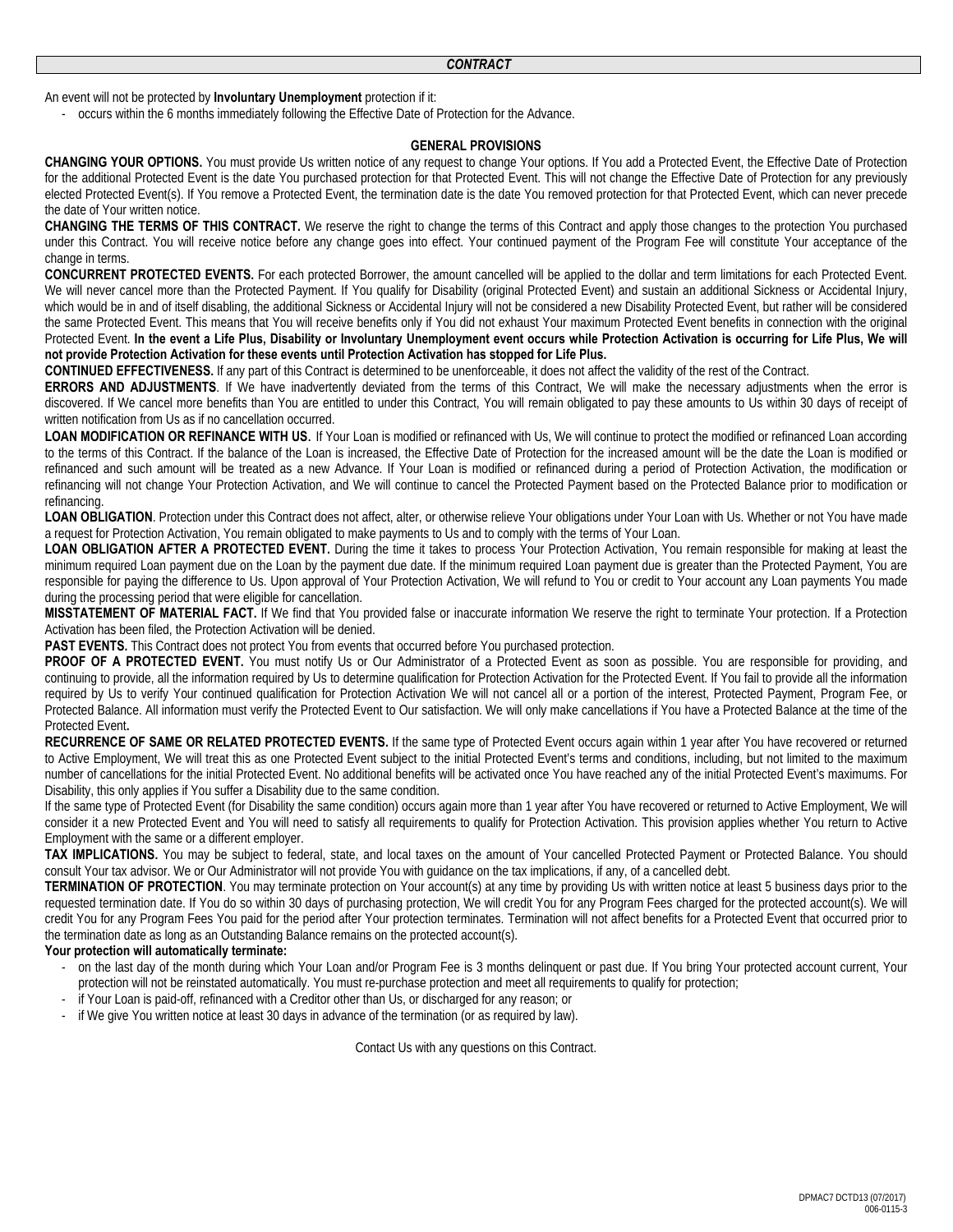***CONTRACT***

An event will not be protected by **Involuntary Unemployment** protection if it:

- occurs within the 6 months immediately following the Effective Date of Protection for the Advance.

## GENERAL PROVISIONS

**CHANGING YOUR OPTIONS.** You must provide Us written notice of any request to change Your options. If You add a Protected Event, the Effective Date of Protection for the additional Protected Event is the date You purchased protection for that Protected Event. This will not change the Effective Date of Protection for any previously elected Protected Event(s). If You remove a Protected Event, the termination date is the date You removed protection for that Protected Event, which can never precede the date of Your written notice.

**CHANGING THE TERMS OF THIS CONTRACT.** We reserve the right to change the terms of this Contract and apply those changes to the protection You purchased under this Contract. You will receive notice before any change goes into effect. Your continued payment of the Program Fee will constitute Your acceptance of the change in terms.

**CONCURRENT PROTECTED EVENTS.** For each protected Borrower, the amount cancelled will be applied to the dollar and term limitations for each Protected Event. We will never cancel more than the Protected Payment. If You qualify for Disability (original Protected Event) and sustain an additional Sickness or Accidental Injury, which would be in and of itself disabling, the additional Sickness or Accidental Injury will not be considered a new Disability Protected Event, but rather will be considered the same Protected Event. This means that You will receive benefits only if You did not exhaust Your maximum Protected Event benefits in connection with the original Protected Event. **In the event a Life Plus, Disability or Involuntary Unemployment event occurs while Protection Activation is occurring for Life Plus, We will not provide Protection Activation for these events until Protection Activation has stopped for Life Plus.**

**CONTINUED EFFECTIVENESS.** If any part of this Contract is determined to be unenforceable, it does not affect the validity of the rest of the Contract.

**ERRORS AND ADJUSTMENTS**. If We have inadvertently deviated from the terms of this Contract, We will make the necessary adjustments when the error is discovered. If We cancel more benefits than You are entitled to under this Contract, You will remain obligated to pay these amounts to Us within 30 days of receipt of written notification from Us as if no cancellation occurred.

**LOAN MODIFICATION OR REFINANCE WITH US.** If Your Loan is modified or refinanced with Us, We will continue to protect the modified or refinanced Loan according to the terms of this Contract. If the balance of the Loan is increased, the Effective Date of Protection for the increased amount will be the date the Loan is modified or refinanced and such amount will be treated as a new Advance. If Your Loan is modified or refinanced during a period of Protection Activation, the modification or refinancing will not change Your Protection Activation, and We will continue to cancel the Protected Payment based on the Protected Balance prior to modification or refinancing.

**LOAN OBLIGATION**. Protection under this Contract does not affect, alter, or otherwise relieve Your obligations under Your Loan with Us. Whether or not You have made a request for Protection Activation, You remain obligated to make payments to Us and to comply with the terms of Your Loan.

**LOAN OBLIGATION AFTER A PROTECTED EVENT.** During the time it takes to process Your Protection Activation, You remain responsible for making at least the minimum required Loan payment due on the Loan by the payment due date. If the minimum required Loan payment due is greater than the Protected Payment, You are responsible for paying the difference to Us. Upon approval of Your Protection Activation, We will refund to You or credit to Your account any Loan payments You made during the processing period that were eligible for cancellation.

**MISSTATEMENT OF MATERIAL FACT.** If We find that You provided false or inaccurate information We reserve the right to terminate Your protection. If a Protection Activation has been filed, the Protection Activation will be denied.

**PAST EVENTS.** This Contract does not protect You from events that occurred before You purchased protection.

**PROOF OF A PROTECTED EVENT.** You must notify Us or Our Administrator of a Protected Event as soon as possible. You are responsible for providing, and continuing to provide, all the information required by Us to determine qualification for Protection Activation for the Protected Event. If You fail to provide all the information required by Us to verify Your continued qualification for Protection Activation We will not cancel all or a portion of the interest, Protected Payment, Program Fee, or Protected Balance. All information must verify the Protected Event to Our satisfaction. We will only make cancellations if You have a Protected Balance at the time of the Protected Event**.**

**RECURRENCE OF SAME OR RELATED PROTECTED EVENTS.** If the same type of Protected Event occurs again within 1 year after You have recovered or returned to Active Employment, We will treat this as one Protected Event subject to the initial Protected Event's terms and conditions, including, but not limited to the maximum number of cancellations for the initial Protected Event. No additional benefits will be activated once You have reached any of the initial Protected Event's maximums. For Disability, this only applies if You suffer a Disability due to the same condition.

If the same type of Protected Event (for Disability the same condition) occurs again more than 1 year after You have recovered or returned to Active Employment, We will consider it a new Protected Event and You will need to satisfy all requirements to qualify for Protection Activation. This provision applies whether You return to Active Employment with the same or a different employer.

**TAX IMPLICATIONS.** You may be subject to federal, state, and local taxes on the amount of Your cancelled Protected Payment or Protected Balance. You should consult Your tax advisor. We or Our Administrator will not provide You with guidance on the tax implications, if any, of a cancelled debt.

**TERMINATION OF PROTECTION**. You may terminate protection on Your account(s) at any time by providing Us with written notice at least 5 business days prior to the requested termination date. If You do so within 30 days of purchasing protection, We will credit You for any Program Fees charged for the protected account(s). We will credit You for any Program Fees You paid for the period after Your protection terminates. Termination will not affect benefits for a Protected Event that occurred prior to the termination date as long as an Outstanding Balance remains on the protected account(s).

**Your protection will automatically terminate:**

- on the last day of the month during which Your Loan and/or Program Fee is 3 months delinquent or past due. If You bring Your protected account current, Your protection will not be reinstated automatically. You must re-purchase protection and meet all requirements to qualify for protection;
- if Your Loan is paid-off, refinanced with a Creditor other than Us, or discharged for any reason; or
- if We give You written notice at least 30 days in advance of the termination (or as required by law).

Contact Us with any questions on this Contract.

DPMAC7 DCTD13 (07/2017)
006-0115-3